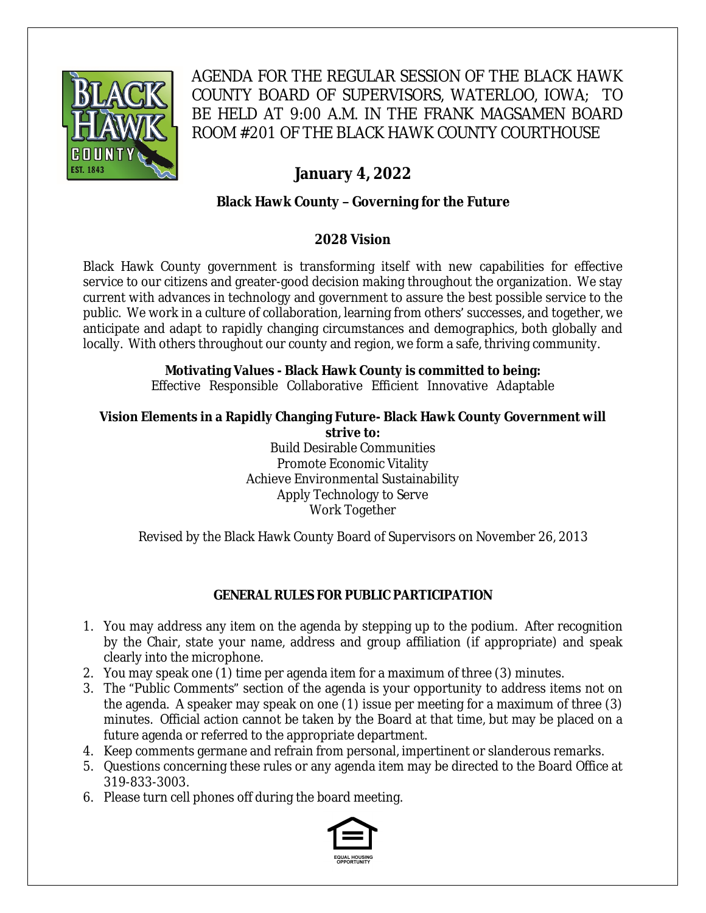# AGENDA FOR THE REGULAR SESSION OF THE BLACK HAWK COUNTY BOARD OF SUPERVISORS, WATERLOO, IOWA; TO BE HELD AT 9:00 A.M. IN THE FRANK MAGSAMEN BOARD ROOM #201 OF THE BLACK HAWK COUNTY COURTHOUSE

## January 4, 2022

**Black Hawk County – Governing for the Future**

### 2028 Vision

Black Hawk County government is transforming itself with new capabilities for effective service to our citizens and greater-good decision making throughout the organization. We stay current with advances in technology and government to assure the best possible service to the public. We work in a culture of collaboration, learning from others' successes, and together, we anticipate and adapt to rapidly changing circumstances and demographics, both globally and locally. With others throughout our county and region, we form a safe, thriving community.

**Motivating Values - Black Hawk County is committed to being:**
Effective Responsible Collaborative Efficient Innovative Adaptable

**Vision Elements in a Rapidly Changing Future- Black Hawk County Government will strive to:**

Build Desirable Communities
Promote Economic Vitality
Achieve Environmental Sustainability
Apply Technology to Serve
Work Together

Revised by the Black Hawk County Board of Supervisors on November 26, 2013

### GENERAL RULES FOR PUBLIC PARTICIPATION

1. You may address any item on the agenda by stepping up to the podium. After recognition by the Chair, state your name, address and group affiliation (if appropriate) and speak clearly into the microphone.
2. You may speak one (1) time per agenda item for a maximum of three (3) minutes.
3. The "Public Comments" section of the agenda is your opportunity to address items not on the agenda. A speaker may speak on one (1) issue per meeting for a maximum of three (3) minutes. Official action cannot be taken by the Board at that time, but may be placed on a future agenda or referred to the appropriate department.
4. Keep comments germane and refrain from personal, impertinent or slanderous remarks.
5. Questions concerning these rules or any agenda item may be directed to the Board Office at 319-833-3003.
6. Please turn cell phones off during the board meeting.

EQUAL HOUSING OPPORTUNITY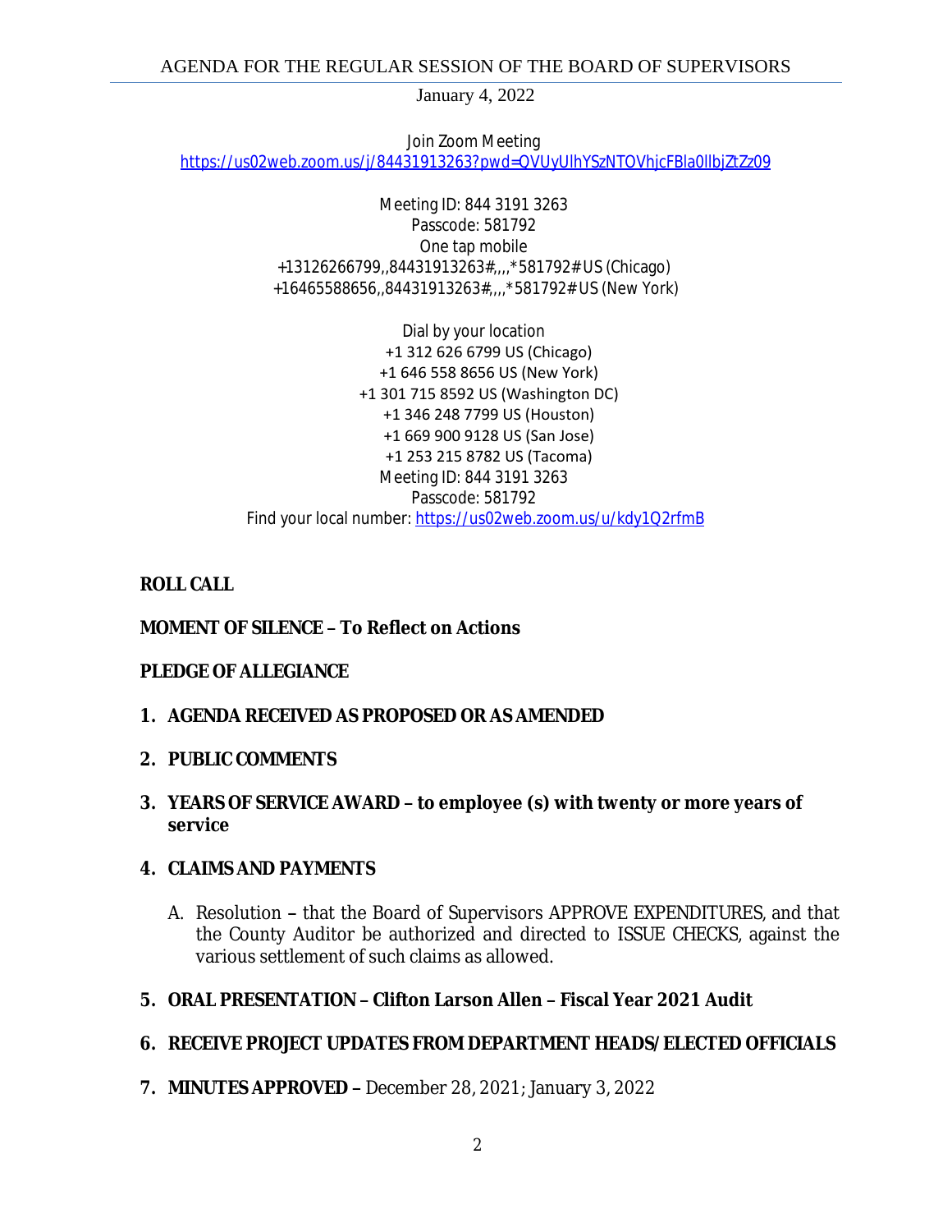AGENDA FOR THE REGULAR SESSION OF THE BOARD OF SUPERVISORS

January 4, 2022

Join Zoom Meeting
https://us02web.zoom.us/j/84431913263?pwd=QVUyUlhYSzNTOVhjcFBla0llbjZtZz09

Meeting ID: 844 3191 3263
Passcode: 581792
One tap mobile
+13126266799,,84431913263#,,,,*581792# US (Chicago)
+16465588656,,84431913263#,,,,*581792# US (New York)

Dial by your location
+1 312 626 6799 US (Chicago)
+1 646 558 8656 US (New York)
+1 301 715 8592 US (Washington DC)
+1 346 248 7799 US (Houston)
+1 669 900 9128 US (San Jose)
+1 253 215 8782 US (Tacoma)
Meeting ID: 844 3191 3263
Passcode: 581792
Find your local number: https://us02web.zoom.us/u/kdy1Q2rfmB

**ROLL CALL**

**MOMENT OF SILENCE – To Reflect on Actions**

**PLEDGE OF ALLEGIANCE**

1. **AGENDA RECEIVED AS PROPOSED OR AS AMENDED**

2. **PUBLIC COMMENTS**

3. **YEARS OF SERVICE AWARD – to employee (s) with twenty or more years of service**

4. **CLAIMS AND PAYMENTS**

   A. Resolution **–** that the Board of Supervisors APPROVE EXPENDITURES, and that the County Auditor be authorized and directed to ISSUE CHECKS, against the various settlement of such claims as allowed.

5. **ORAL PRESENTATION – Clifton Larson Allen – Fiscal Year 2021 Audit**

6. **RECEIVE PROJECT UPDATES FROM DEPARTMENT HEADS/ELECTED OFFICIALS**

7. **MINUTES APPROVED –** December 28, 2021; January 3, 2022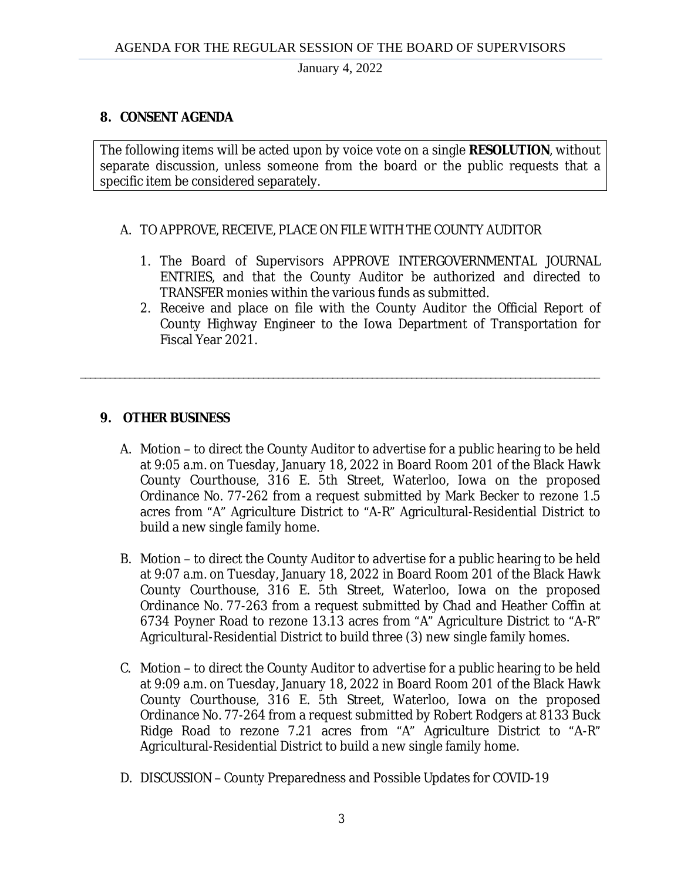## 8. CONSENT AGENDA

The following items will be acted upon by voice vote on a single **RESOLUTION**, without separate discussion, unless someone from the board or the public requests that a specific item be considered separately.

A. TO APPROVE, RECEIVE, PLACE ON FILE WITH THE COUNTY AUDITOR

1. The Board of Supervisors APPROVE INTERGOVERNMENTAL JOURNAL ENTRIES, and that the County Auditor be authorized and directed to TRANSFER monies within the various funds as submitted.
2. Receive and place on file with the County Auditor the Official Report of County Highway Engineer to the Iowa Department of Transportation for Fiscal Year 2021.

---

## 9. OTHER BUSINESS

A. Motion – to direct the County Auditor to advertise for a public hearing to be held at 9:05 a.m. on Tuesday, January 18, 2022 in Board Room 201 of the Black Hawk County Courthouse, 316 E. 5th Street, Waterloo, Iowa on the proposed Ordinance No. 77-262 from a request submitted by Mark Becker to rezone 1.5 acres from "A" Agriculture District to "A-R" Agricultural-Residential District to build a new single family home.

B. Motion – to direct the County Auditor to advertise for a public hearing to be held at 9:07 a.m. on Tuesday, January 18, 2022 in Board Room 201 of the Black Hawk County Courthouse, 316 E. 5th Street, Waterloo, Iowa on the proposed Ordinance No. 77-263 from a request submitted by Chad and Heather Coffin at 6734 Poyner Road to rezone 13.13 acres from "A" Agriculture District to "A-R" Agricultural-Residential District to build three (3) new single family homes.

C. Motion – to direct the County Auditor to advertise for a public hearing to be held at 9:09 a.m. on Tuesday, January 18, 2022 in Board Room 201 of the Black Hawk County Courthouse, 316 E. 5th Street, Waterloo, Iowa on the proposed Ordinance No. 77-264 from a request submitted by Robert Rodgers at 8133 Buck Ridge Road to rezone 7.21 acres from "A" Agriculture District to "A-R" Agricultural-Residential District to build a new single family home.

D. DISCUSSION – County Preparedness and Possible Updates for COVID-19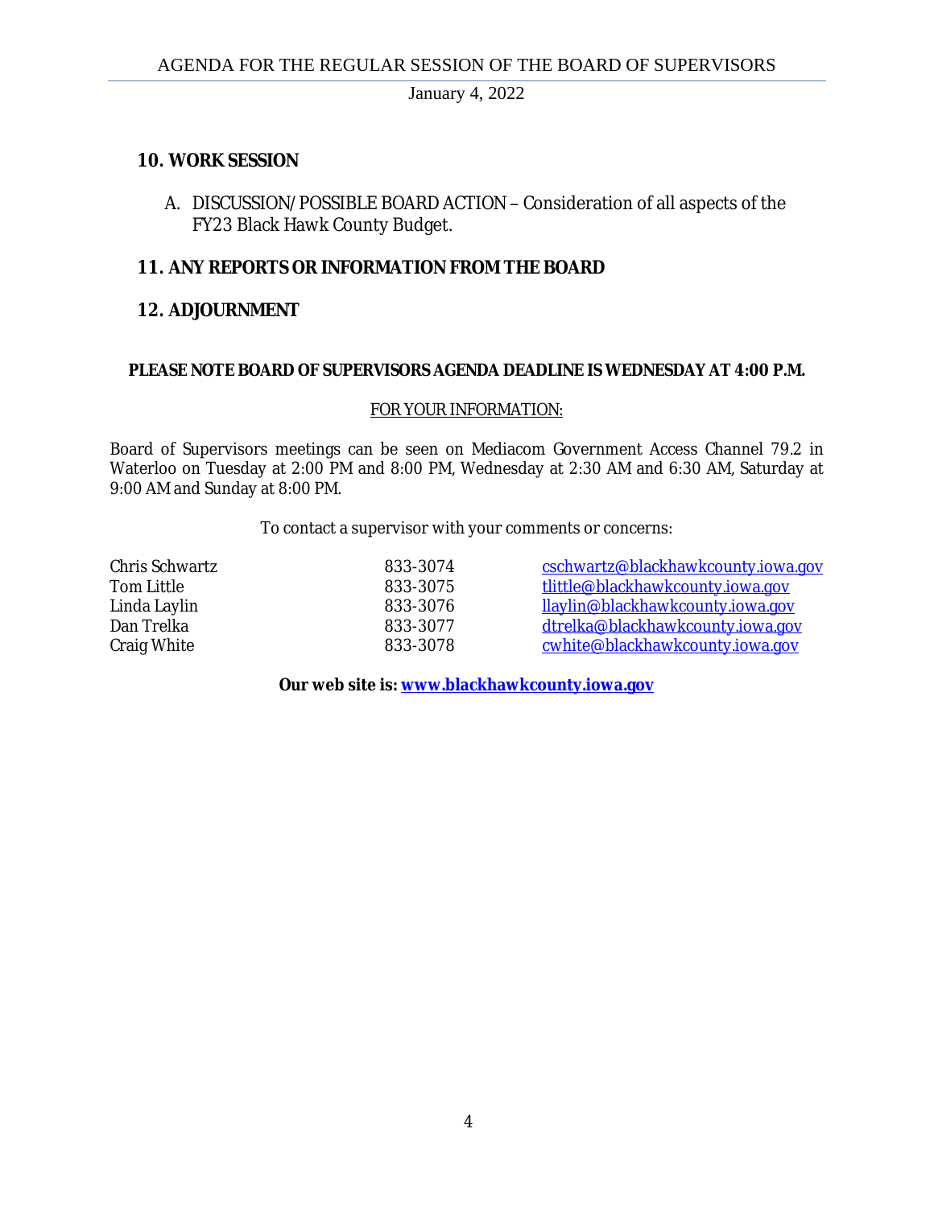## 10. WORK SESSION

A. DISCUSSION/POSSIBLE BOARD ACTION – Consideration of all aspects of the FY23 Black Hawk County Budget.

## 11. ANY REPORTS OR INFORMATION FROM THE BOARD

## 12. ADJOURNMENT

**PLEASE NOTE BOARD OF SUPERVISORS AGENDA DEADLINE IS WEDNESDAY AT 4:00 P.M.**

FOR YOUR INFORMATION:

Board of Supervisors meetings can be seen on Mediacom Government Access Channel 79.2 in Waterloo on Tuesday at 2:00 PM and 8:00 PM, Wednesday at 2:30 AM and 6:30 AM, Saturday at 9:00 AM and Sunday at 8:00 PM.

To contact a supervisor with your comments or concerns:

| | | |
|---|---|---|
| Chris Schwartz | 833-3074 | cschwartz@blackhawkcounty.iowa.gov |
| Tom Little | 833-3075 | tlittle@blackhawkcounty.iowa.gov |
| Linda Laylin | 833-3076 | llaylin@blackhawkcounty.iowa.gov |
| Dan Trelka | 833-3077 | dtrelka@blackhawkcounty.iowa.gov |
| Craig White | 833-3078 | cwhite@blackhawkcounty.iowa.gov |

**Our web site is: www.blackhawkcounty.iowa.gov**